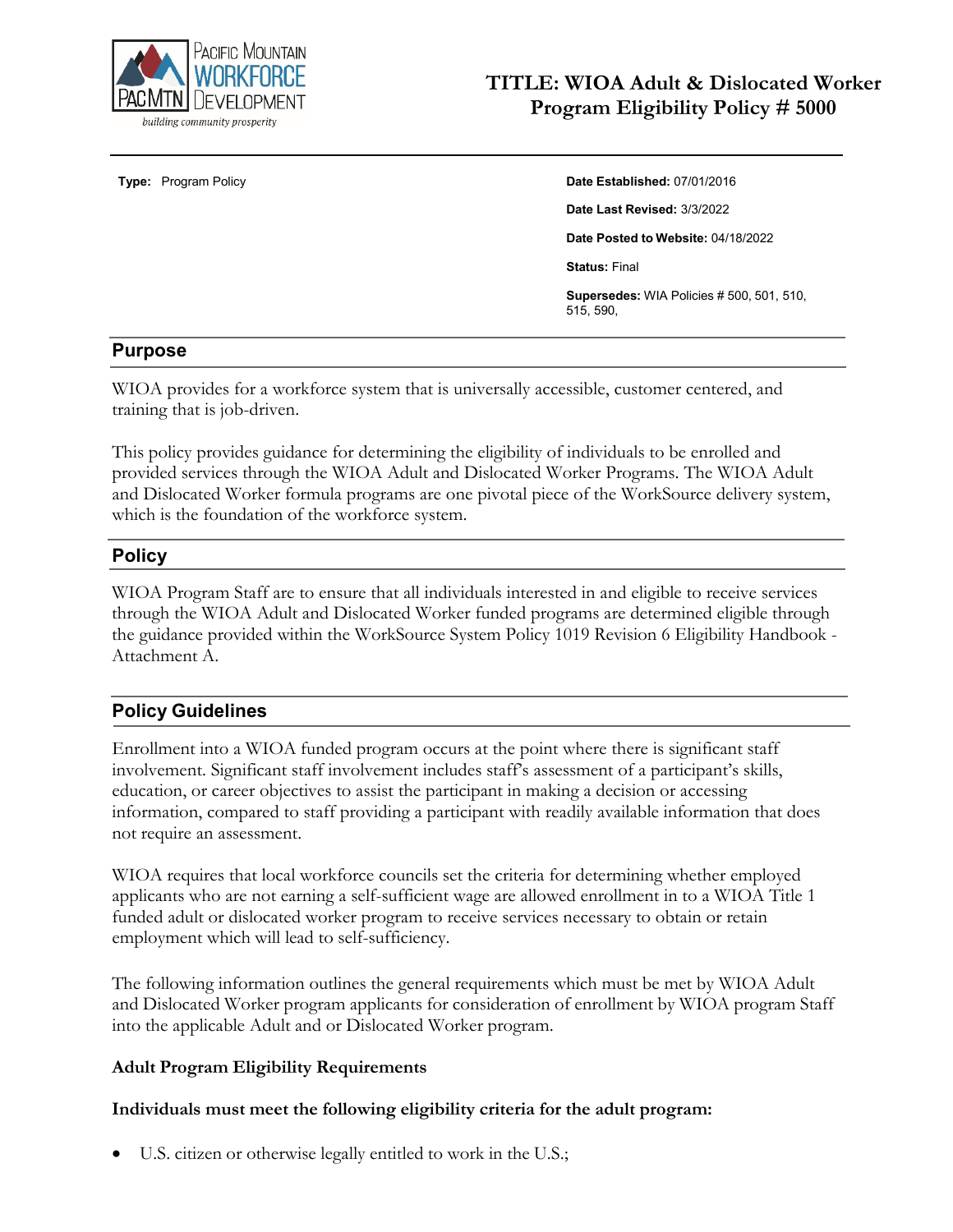Pacific Mountain Workforce Development
building community prosperity

# TITLE: WIOA Adult & Dislocated Worker Program Eligibility Policy # 5000

**Type:** Program Policy

**Date Established:** 07/01/2016

**Date Last Revised:** 3/3/2022

**Date Posted to Website:** 04/18/2022

**Status:** Final

**Supersedes:** WIA Policies # 500, 501, 510, 515, 590,

## Purpose

WIOA provides for a workforce system that is universally accessible, customer centered, and training that is job-driven.

This policy provides guidance for determining the eligibility of individuals to be enrolled and provided services through the WIOA Adult and Dislocated Worker Programs. The WIOA Adult and Dislocated Worker formula programs are one pivotal piece of the WorkSource delivery system, which is the foundation of the workforce system.

## Policy

WIOA Program Staff are to ensure that all individuals interested in and eligible to receive services through the WIOA Adult and Dislocated Worker funded programs are determined eligible through the guidance provided within the WorkSource System Policy 1019 Revision 6 Eligibility Handbook - Attachment A.

## Policy Guidelines

Enrollment into a WIOA funded program occurs at the point where there is significant staff involvement. Significant staff involvement includes staff's assessment of a participant's skills, education, or career objectives to assist the participant in making a decision or accessing information, compared to staff providing a participant with readily available information that does not require an assessment.

WIOA requires that local workforce councils set the criteria for determining whether employed applicants who are not earning a self-sufficient wage are allowed enrollment in to a WIOA Title 1 funded adult or dislocated worker program to receive services necessary to obtain or retain employment which will lead to self-sufficiency.

The following information outlines the general requirements which must be met by WIOA Adult and Dislocated Worker program applicants for consideration of enrollment by WIOA program Staff into the applicable Adult and or Dislocated Worker program.

**Adult Program Eligibility Requirements**

**Individuals must meet the following eligibility criteria for the adult program:**

- U.S. citizen or otherwise legally entitled to work in the U.S.;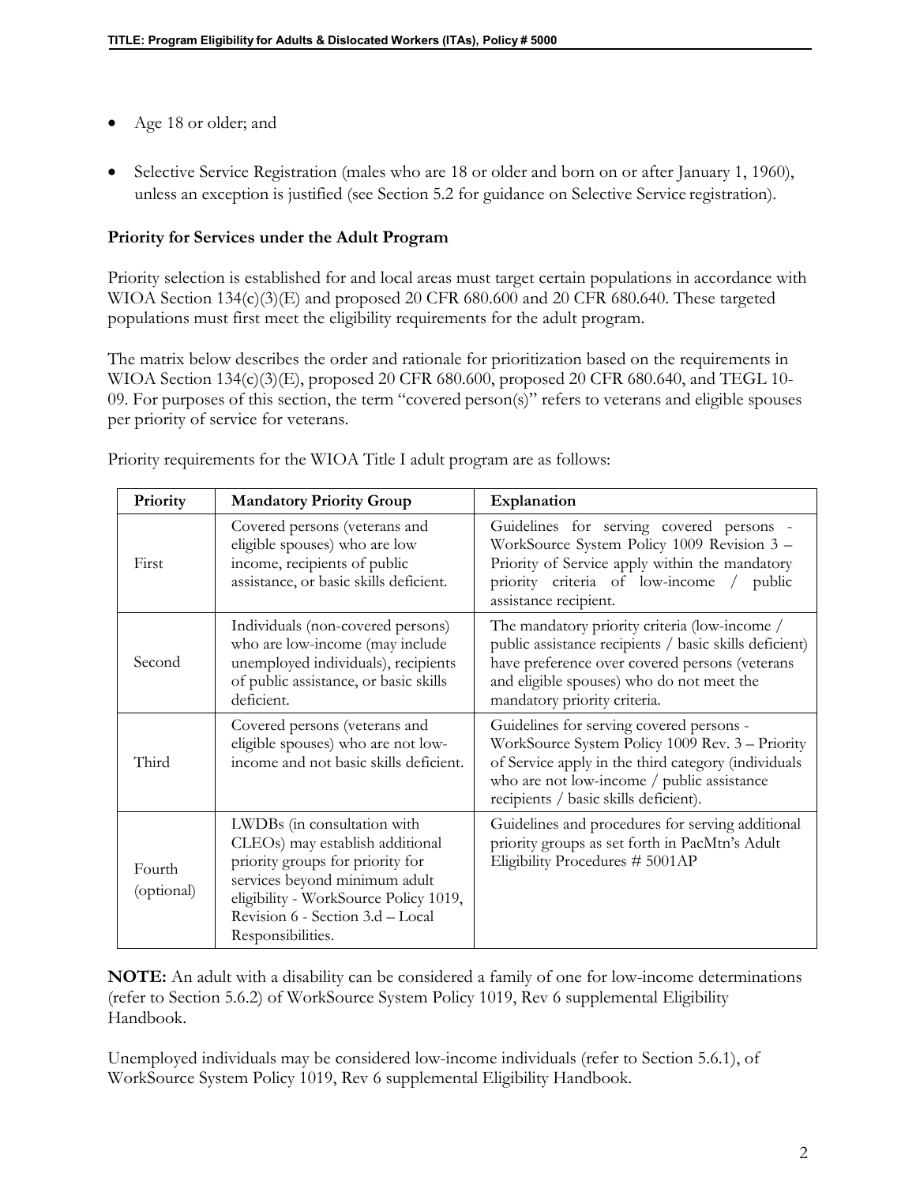- Age 18 or older; and
- Selective Service Registration (males who are 18 or older and born on or after January 1, 1960), unless an exception is justified (see Section 5.2 for guidance on Selective Service registration).

**Priority for Services under the Adult Program**

Priority selection is established for and local areas must target certain populations in accordance with WIOA Section 134(c)(3)(E) and proposed 20 CFR 680.600 and 20 CFR 680.640. These targeted populations must first meet the eligibility requirements for the adult program.

The matrix below describes the order and rationale for prioritization based on the requirements in WIOA Section 134(c)(3)(E), proposed 20 CFR 680.600, proposed 20 CFR 680.640, and TEGL 10-09. For purposes of this section, the term "covered person(s)" refers to veterans and eligible spouses per priority of service for veterans.

Priority requirements for the WIOA Title I adult program are as follows:

| Priority | Mandatory Priority Group | Explanation |
|---|---|---|
| First | Covered persons (veterans and eligible spouses) who are low income, recipients of public assistance, or basic skills deficient. | Guidelines for serving covered persons - WorkSource System Policy 1009 Revision 3 – Priority of Service apply within the mandatory priority criteria of low-income / public assistance recipient. |
| Second | Individuals (non-covered persons) who are low-income (may include unemployed individuals), recipients of public assistance, or basic skills deficient. | The mandatory priority criteria (low-income / public assistance recipients / basic skills deficient) have preference over covered persons (veterans and eligible spouses) who do not meet the mandatory priority criteria. |
| Third | Covered persons (veterans and eligible spouses) who are not low-income and not basic skills deficient. | Guidelines for serving covered persons - WorkSource System Policy 1009 Rev. 3 – Priority of Service apply in the third category (individuals who are not low-income / public assistance recipients / basic skills deficient). |
| Fourth (optional) | LWDBs (in consultation with CLEOs) may establish additional priority groups for priority for services beyond minimum adult eligibility - WorkSource Policy 1019, Revision 6 - Section 3.d – Local Responsibilities. | Guidelines and procedures for serving additional priority groups as set forth in PacMtn's Adult Eligibility Procedures # 5001AP |

**NOTE:** An adult with a disability can be considered a family of one for low-income determinations (refer to Section 5.6.2) of WorkSource System Policy 1019, Rev 6 supplemental Eligibility Handbook.

Unemployed individuals may be considered low-income individuals (refer to Section 5.6.1), of WorkSource System Policy 1019, Rev 6 supplemental Eligibility Handbook.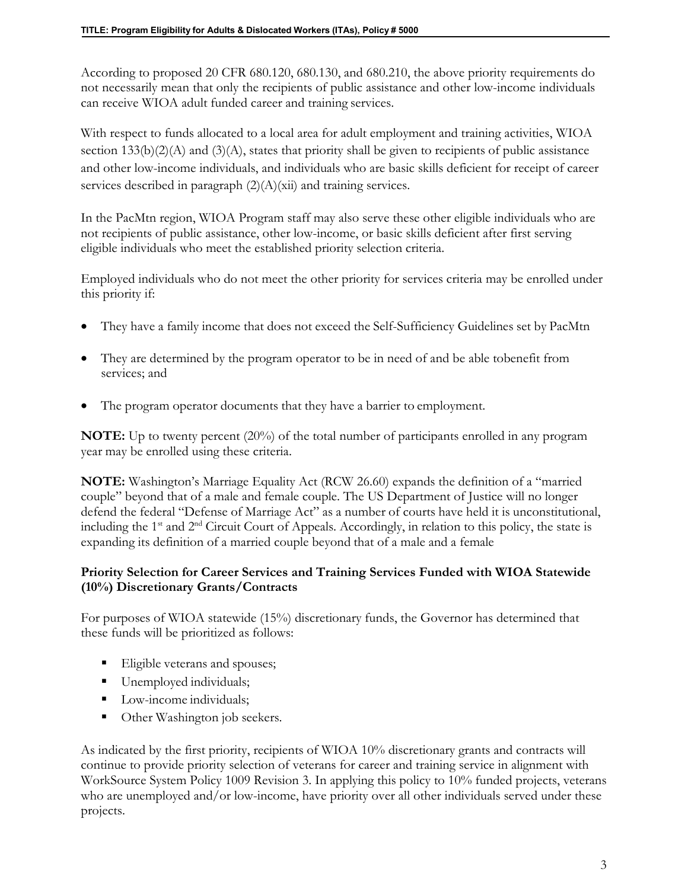According to proposed 20 CFR 680.120, 680.130, and 680.210, the above priority requirements do not necessarily mean that only the recipients of public assistance and other low-income individuals can receive WIOA adult funded career and training services.

With respect to funds allocated to a local area for adult employment and training activities, WIOA section 133(b)(2)(A) and (3)(A), states that priority shall be given to recipients of public assistance and other low-income individuals, and individuals who are basic skills deficient for receipt of career services described in paragraph (2)(A)(xii) and training services.

In the PacMtn region, WIOA Program staff may also serve these other eligible individuals who are not recipients of public assistance, other low-income, or basic skills deficient after first serving eligible individuals who meet the established priority selection criteria.

Employed individuals who do not meet the other priority for services criteria may be enrolled under this priority if:

- They have a family income that does not exceed the Self-Sufficiency Guidelines set by PacMtn
- They are determined by the program operator to be in need of and be able tobenefit from services; and
- The program operator documents that they have a barrier to employment.

**NOTE:** Up to twenty percent (20%) of the total number of participants enrolled in any program year may be enrolled using these criteria.

**NOTE:** Washington's Marriage Equality Act (RCW 26.60) expands the definition of a "married couple" beyond that of a male and female couple. The US Department of Justice will no longer defend the federal "Defense of Marriage Act" as a number of courts have held it is unconstitutional, including the 1st and 2nd Circuit Court of Appeals. Accordingly, in relation to this policy, the state is expanding its definition of a married couple beyond that of a male and a female

**Priority Selection for Career Services and Training Services Funded with WIOA Statewide (10%) Discretionary Grants/Contracts**

For purposes of WIOA statewide (15%) discretionary funds, the Governor has determined that these funds will be prioritized as follows:

- Eligible veterans and spouses;
- Unemployed individuals;
- Low-income individuals;
- Other Washington job seekers.

As indicated by the first priority, recipients of WIOA 10% discretionary grants and contracts will continue to provide priority selection of veterans for career and training service in alignment with WorkSource System Policy 1009 Revision 3. In applying this policy to 10% funded projects, veterans who are unemployed and/or low-income, have priority over all other individuals served under these projects.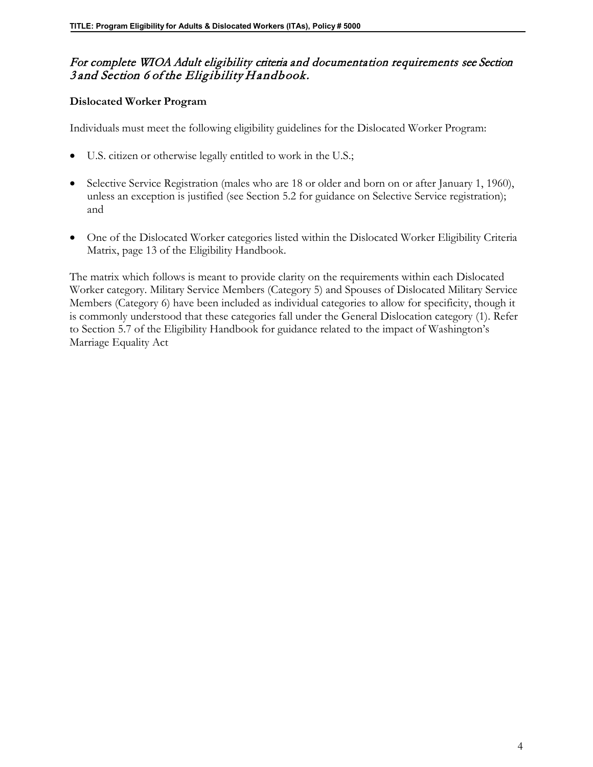*For complete WIOA Adult eligibility criteria and documentation requirements see Section 3 and Section 6 of the Eligibility Handbook.*

**Dislocated Worker Program**

Individuals must meet the following eligibility guidelines for the Dislocated Worker Program:

- U.S. citizen or otherwise legally entitled to work in the U.S.;
- Selective Service Registration (males who are 18 or older and born on or after January 1, 1960), unless an exception is justified (see Section 5.2 for guidance on Selective Service registration); and
- One of the Dislocated Worker categories listed within the Dislocated Worker Eligibility Criteria Matrix, page 13 of the Eligibility Handbook.

The matrix which follows is meant to provide clarity on the requirements within each Dislocated Worker category. Military Service Members (Category 5) and Spouses of Dislocated Military Service Members (Category 6) have been included as individual categories to allow for specificity, though it is commonly understood that these categories fall under the General Dislocation category (1). Refer to Section 5.7 of the Eligibility Handbook for guidance related to the impact of Washington's Marriage Equality Act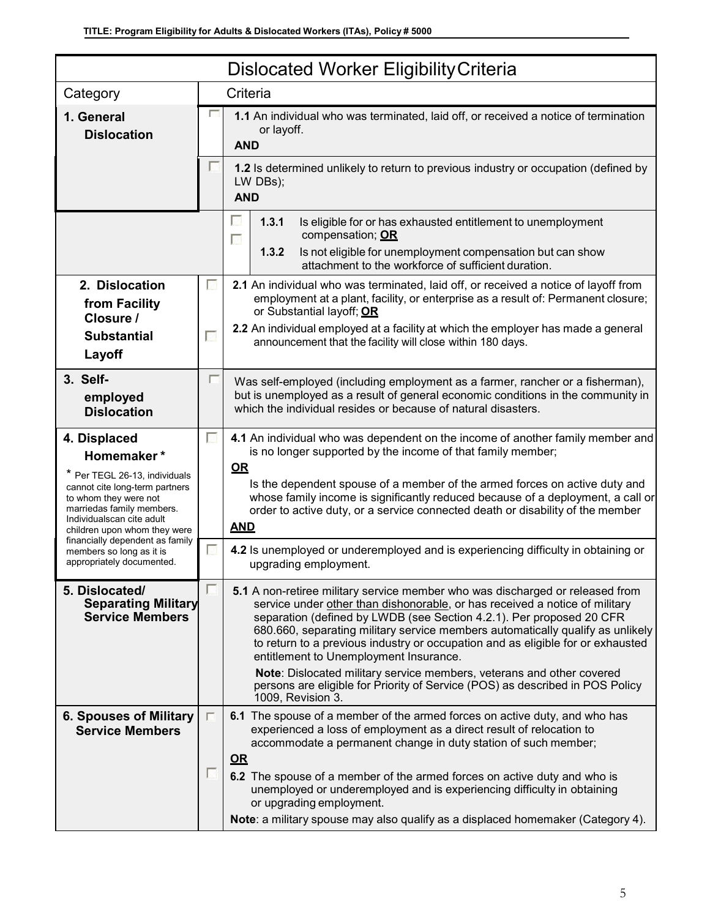| Dislocated Worker Eligibility Criteria | | |
|---|---|---|
| **Category** | | **Criteria** |
| **1. General Dislocation** | ☐ | **1.1** An individual who was terminated, laid off, or received a notice of termination or layoff. **AND** |
| | ☐ | **1.2** Is determined unlikely to return to previous industry or occupation (defined by LW DBs); **AND** |
| | ☐ ☐ | **1.3.1** Is eligible for or has exhausted entitlement to unemployment compensation; **OR** **1.3.2** Is not eligible for unemployment compensation but can show attachment to the workforce of sufficient duration. |
| **2. Dislocation from Facility Closure / Substantial Layoff** | ☐ ☐ | **2.1** An individual who was terminated, laid off, or received a notice of layoff from employment at a plant, facility, or enterprise as a result of: Permanent closure; or Substantial layoff; **OR** **2.2** An individual employed at a facility at which the employer has made a general announcement that the facility will close within 180 days. |
| **3. Self-employed Dislocation** | ☐ | Was self-employed (including employment as a farmer, rancher or a fisherman), but is unemployed as a result of general economic conditions in the community in which the individual resides or because of natural disasters. |
| **4. Displaced Homemaker** * | ☐ | **4.1** An individual who was dependent on the income of another family member and is no longer supported by the income of that family member; **OR** Is the dependent spouse of a member of the armed forces on active duty and whose family income is significantly reduced because of a deployment, a call or order to active duty, or a service connected death or disability of the member **AND** |
| * Per TEGL 26-13, individuals cannot cite long-term partners to whom they were not marriedas family members. Individualscan cite adult children upon whom they were financially dependent as family members so long as it is appropriately documented. | ☐ | **4.2** Is unemployed or underemployed and is experiencing difficulty in obtaining or upgrading employment. |
| **5. Dislocated/ Separating Military Service Members** | ☐ | **5.1** A non-retiree military service member who was discharged or released from service under other than dishonorable, or has received a notice of military separation (defined by LWDB (see Section 4.2.1). Per proposed 20 CFR 680.660, separating military service members automatically qualify as unlikely to return to a previous industry or occupation and as eligible for or exhausted entitlement to Unemployment Insurance. **Note**: Dislocated military service members, veterans and other covered persons are eligible for Priority of Service (POS) as described in POS Policy 1009, Revision 3. |
| **6. Spouses of Military Service Members** | ☐ ☐ | **6.1** The spouse of a member of the armed forces on active duty, and who has experienced a loss of employment as a direct result of relocation to accommodate a permanent change in duty station of such member; **OR** **6.2** The spouse of a member of the armed forces on active duty and who is unemployed or underemployed and is experiencing difficulty in obtaining or upgrading employment. **Note**: a military spouse may also qualify as a displaced homemaker (Category 4). |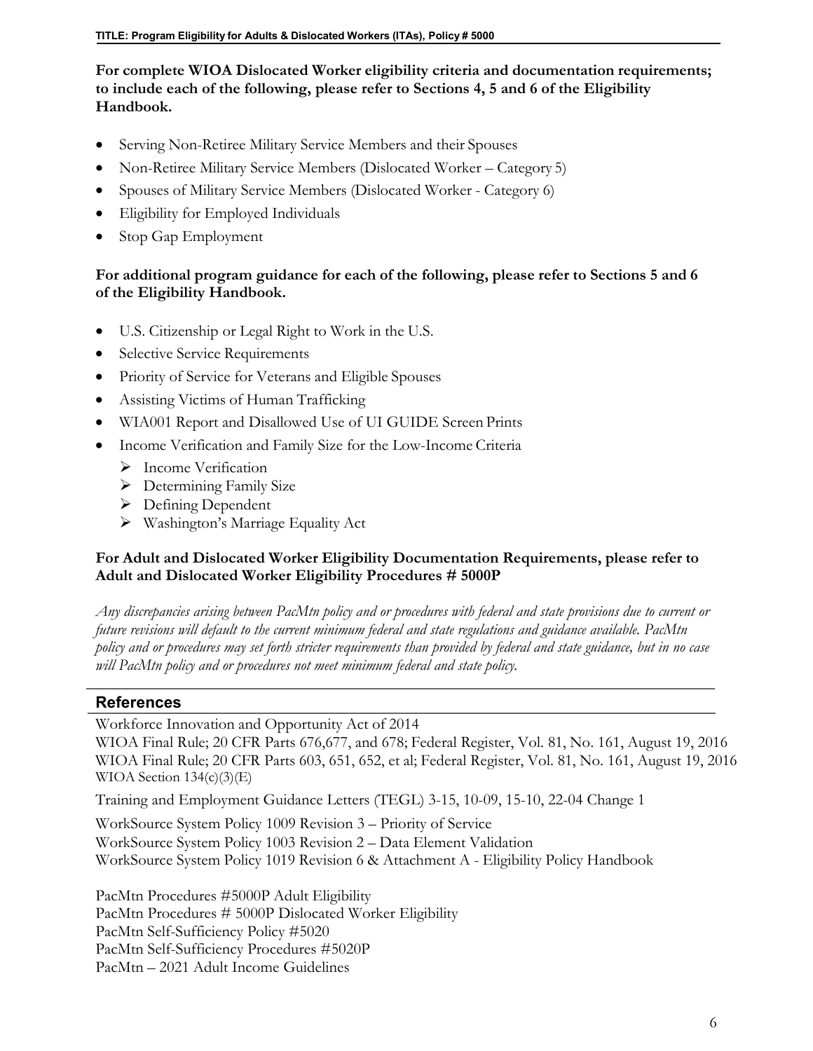**For complete WIOA Dislocated Worker eligibility criteria and documentation requirements; to include each of the following, please refer to Sections 4, 5 and 6 of the Eligibility Handbook.**

- Serving Non-Retiree Military Service Members and their Spouses
- Non-Retiree Military Service Members (Dislocated Worker – Category 5)
- Spouses of Military Service Members (Dislocated Worker - Category 6)
- Eligibility for Employed Individuals
- Stop Gap Employment

**For additional program guidance for each of the following, please refer to Sections 5 and 6 of the Eligibility Handbook.**

- U.S. Citizenship or Legal Right to Work in the U.S.
- Selective Service Requirements
- Priority of Service for Veterans and Eligible Spouses
- Assisting Victims of Human Trafficking
- WIA001 Report and Disallowed Use of UI GUIDE Screen Prints
- Income Verification and Family Size for the Low-Income Criteria
  - Income Verification
  - Determining Family Size
  - Defining Dependent
  - Washington's Marriage Equality Act

**For Adult and Dislocated Worker Eligibility Documentation Requirements, please refer to Adult and Dislocated Worker Eligibility Procedures # 5000P**

*Any discrepancies arising between PacMtn policy and or procedures with federal and state provisions due to current or future revisions will default to the current minimum federal and state regulations and guidance available. PacMtn policy and or procedures may set forth stricter requirements than provided by federal and state guidance, but in no case will PacMtn policy and or procedures not meet minimum federal and state policy.*

## References

Workforce Innovation and Opportunity Act of 2014
WIOA Final Rule; 20 CFR Parts 676,677, and 678; Federal Register, Vol. 81, No. 161, August 19, 2016
WIOA Final Rule; 20 CFR Parts 603, 651, 652, et al; Federal Register, Vol. 81, No. 161, August 19, 2016
WIOA Section 134(c)(3)(E)

Training and Employment Guidance Letters (TEGL) 3-15, 10-09, 15-10, 22-04 Change 1

WorkSource System Policy 1009 Revision 3 – Priority of Service
WorkSource System Policy 1003 Revision 2 – Data Element Validation
WorkSource System Policy 1019 Revision 6 & Attachment A - Eligibility Policy Handbook

PacMtn Procedures #5000P Adult Eligibility
PacMtn Procedures # 5000P Dislocated Worker Eligibility
PacMtn Self-Sufficiency Policy #5020
PacMtn Self-Sufficiency Procedures #5020P
PacMtn – 2021 Adult Income Guidelines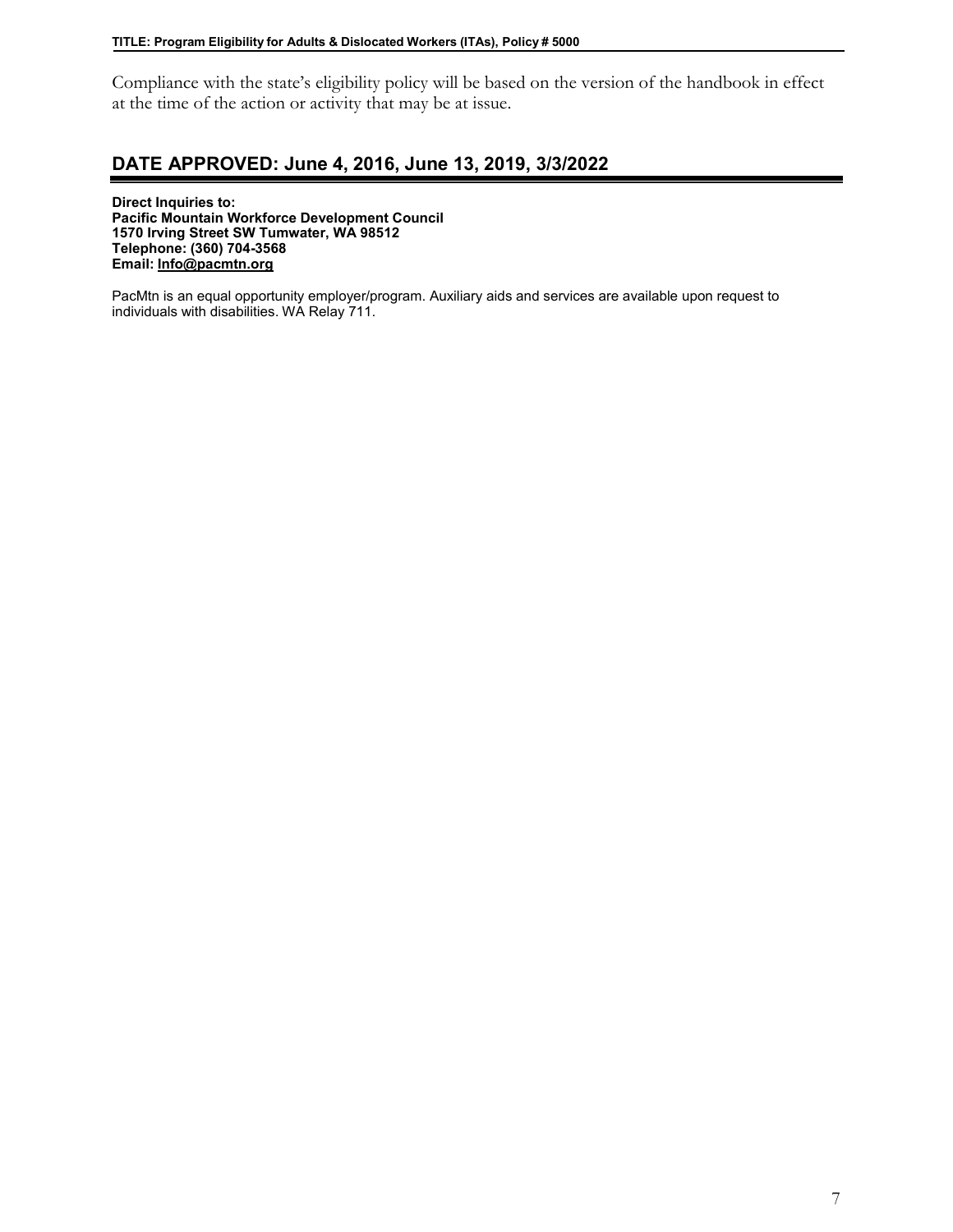Compliance with the state's eligibility policy will be based on the version of the handbook in effect at the time of the action or activity that may be at issue.

## DATE APPROVED: June 4, 2016, June 13, 2019, 3/3/2022

**Direct Inquiries to:**
**Pacific Mountain Workforce Development Council**
**1570 Irving Street SW Tumwater, WA 98512**
**Telephone: (360) 704-3568**
**Email: Info@pacmtn.org**

PacMtn is an equal opportunity employer/program. Auxiliary aids and services are available upon request to individuals with disabilities. WA Relay 711.